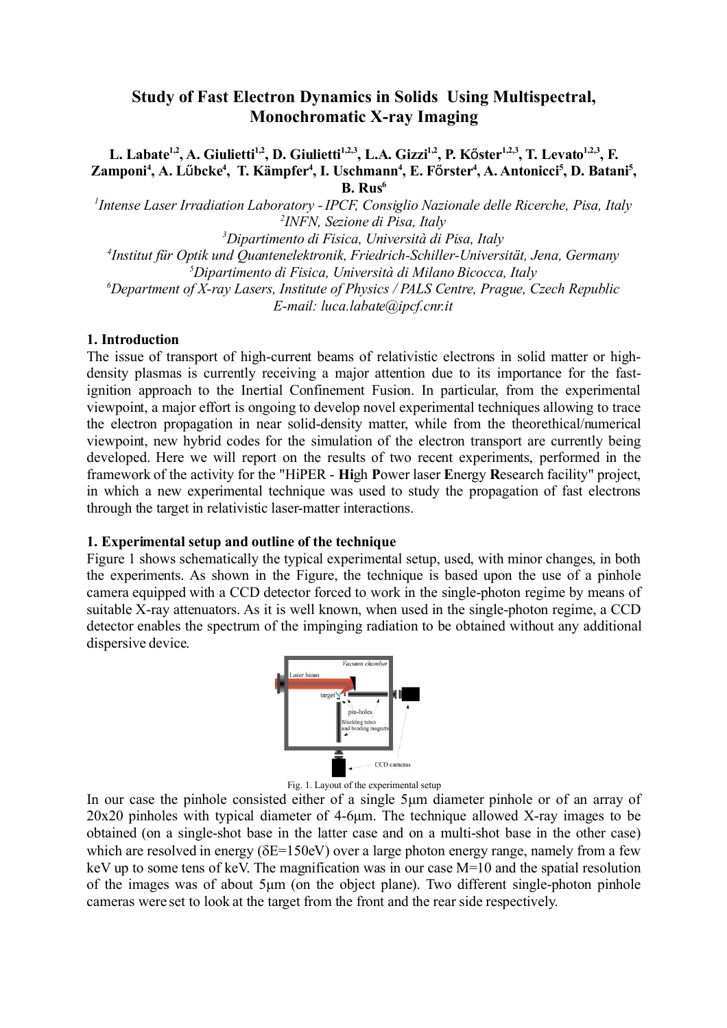# Study of Fast Electron Dynamics in Solids Using Multispectral, Monochromatic X-ray Imaging

**L. Labate[1,2], A. Giulietti[1,2], D. Giulietti[1,2,3], L.A. Gizzi[1,2], P. Kőster[1,2,3], T. Levato[1,2,3], F. Zamponi[4], A. Lűbcke[4], T. Kämpfer[4], I. Uschmann[4], E. Főrster[4], A. Antonicci[5], D. Batani[5], B. Rus[6]**

[1]*Intense Laser Irradiation Laboratory - IPCF, Consiglio Nazionale delle Ricerche, Pisa, Italy*
[2]*INFN, Sezione di Pisa, Italy*
[3]*Dipartimento di Fisica, Università di Pisa, Italy*
[4]*Institut für Optik und Quantenelektronik, Friedrich-Schiller-Universität, Jena, Germany*
[5]*Dipartimento di Fisica, Università di Milano Bicocca, Italy*
[6]*Department of X-ray Lasers, Institute of Physics / PALS Centre, Prague, Czech Republic*
*E-mail: luca.labate@ipcf.cnr.it*

## 1. Introduction

The issue of transport of high-current beams of relativistic electrons in solid matter or high-density plasmas is currently receiving a major attention due to its importance for the fast-ignition approach to the Inertial Confinement Fusion. In particular, from the experimental viewpoint, a major effort is ongoing to develop novel experimental techniques allowing to trace the electron propagation in near solid-density matter, while from the theorethical/numerical viewpoint, new hybrid codes for the simulation of the electron transport are currently being developed. Here we will report on the results of two recent experiments, performed in the framework of the activity for the "HiPER - **Hi**gh **P**ower laser **E**nergy **R**esearch facility" project, in which a new experimental technique was used to study the propagation of fast electrons through the target in relativistic laser-matter interactions.

## 1. Experimental setup and outline of the technique

Figure 1 shows schematically the typical experimental setup, used, with minor changes, in both the experiments. As shown in the Figure, the technique is based upon the use of a pinhole camera equipped with a CCD detector forced to work in the single-photon regime by means of suitable X-ray attenuators. As it is well known, when used in the single-photon regime, a CCD detector enables the spectrum of the impinging radiation to be obtained without any additional dispersive device.

Fig. 1. Layout of the experimental setup

In our case the pinhole consisted either of a single 5μm diameter pinhole or of an array of 20x20 pinholes with typical diameter of 4-6μm. The technique allowed X-ray images to be obtained (on a single-shot base in the latter case and on a multi-shot base in the other case) which are resolved in energy (δE=150eV) over a large photon energy range, namely from a few keV up to some tens of keV. The magnification was in our case M=10 and the spatial resolution of the images was of about 5μm (on the object plane). Two different single-photon pinhole cameras were set to look at the target from the front and the rear side respectively.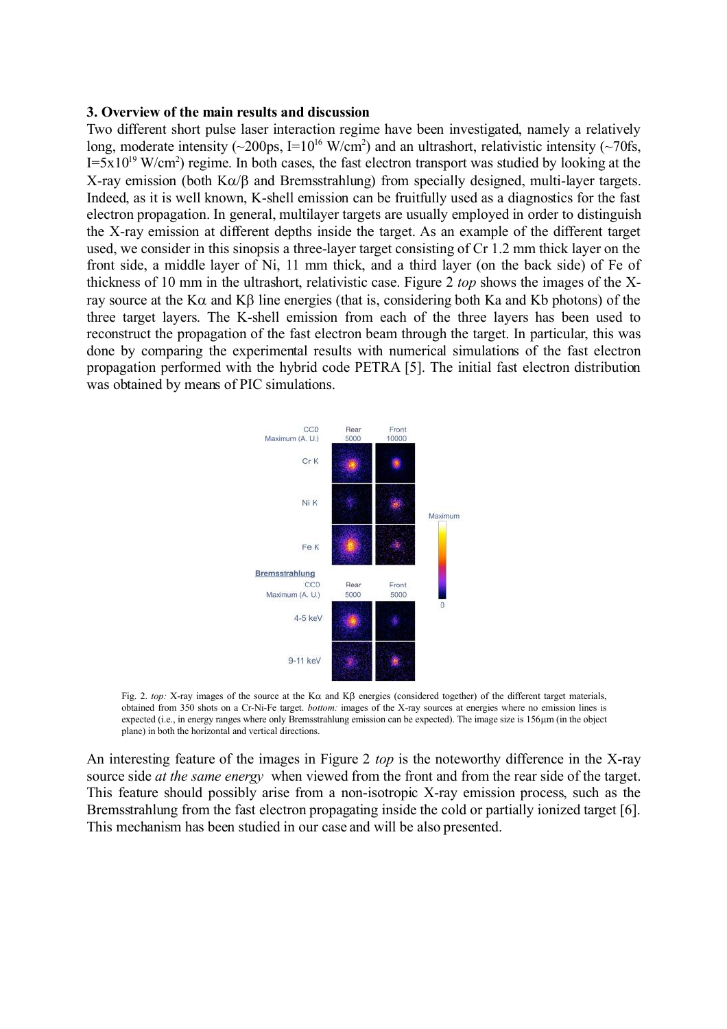### 3. Overview of the main results and discussion

Two different short pulse laser interaction regime have been investigated, namely a relatively long, moderate intensity (~200ps, $I=10^{16}$ W/cm$^2$) and an ultrashort, relativistic intensity (~70fs, $I=5\times10^{19}$ W/cm$^2$) regime. In both cases, the fast electron transport was studied by looking at the X-ray emission (both K$\alpha$/$\beta$ and Bremsstrahlung) from specially designed, multi-layer targets. Indeed, as it is well known, K-shell emission can be fruitfully used as a diagnostics for the fast electron propagation. In general, multilayer targets are usually employed in order to distinguish the X-ray emission at different depths inside the target. As an example of the different target used, we consider in this sinopsis a three-layer target consisting of Cr 1.2 mm thick layer on the front side, a middle layer of Ni, 11 mm thick, and a third layer (on the back side) of Fe of thickness of 10 mm in the ultrashort, relativistic case. Figure 2 *top* shows the images of the X-ray source at the K$\alpha$ and K$\beta$ line energies (that is, considering both Ka and Kb photons) of the three target layers. The K-shell emission from each of the three layers has been used to reconstruct the propagation of the fast electron beam through the target. In particular, this was done by comparing the experimental results with numerical simulations of the fast electron propagation performed with the hybrid code PETRA [5]. The initial fast electron distribution was obtained by means of PIC simulations.

CCD
Maximum (A. U.)
Rear
5000
Front
10000
Cr K
Ni K
Fe K
Maximum
0
Bremsstrahlung
CCD
Maximum (A. U.)
Rear
5000
Front
5000
4-5 keV
9-11 keV

Fig. 2. *top:* X-ray images of the source at the K$\alpha$ and K$\beta$ energies (considered together) of the different target materials, obtained from 350 shots on a Cr-Ni-Fe target. *bottom:* images of the X-ray sources at energies where no emission lines is expected (i.e., in energy ranges where only Bremsstrahlung emission can be expected). The image size is 156$\mu$m (in the object plane) in both the horizontal and vertical directions.

An interesting feature of the images in Figure 2 *top* is the noteworthy difference in the X-ray source side *at the same energy* when viewed from the front and from the rear side of the target. This feature should possibly arise from a non-isotropic X-ray emission process, such as the Bremsstrahlung from the fast electron propagating inside the cold or partially ionized target [6]. This mechanism has been studied in our case and will be also presented.